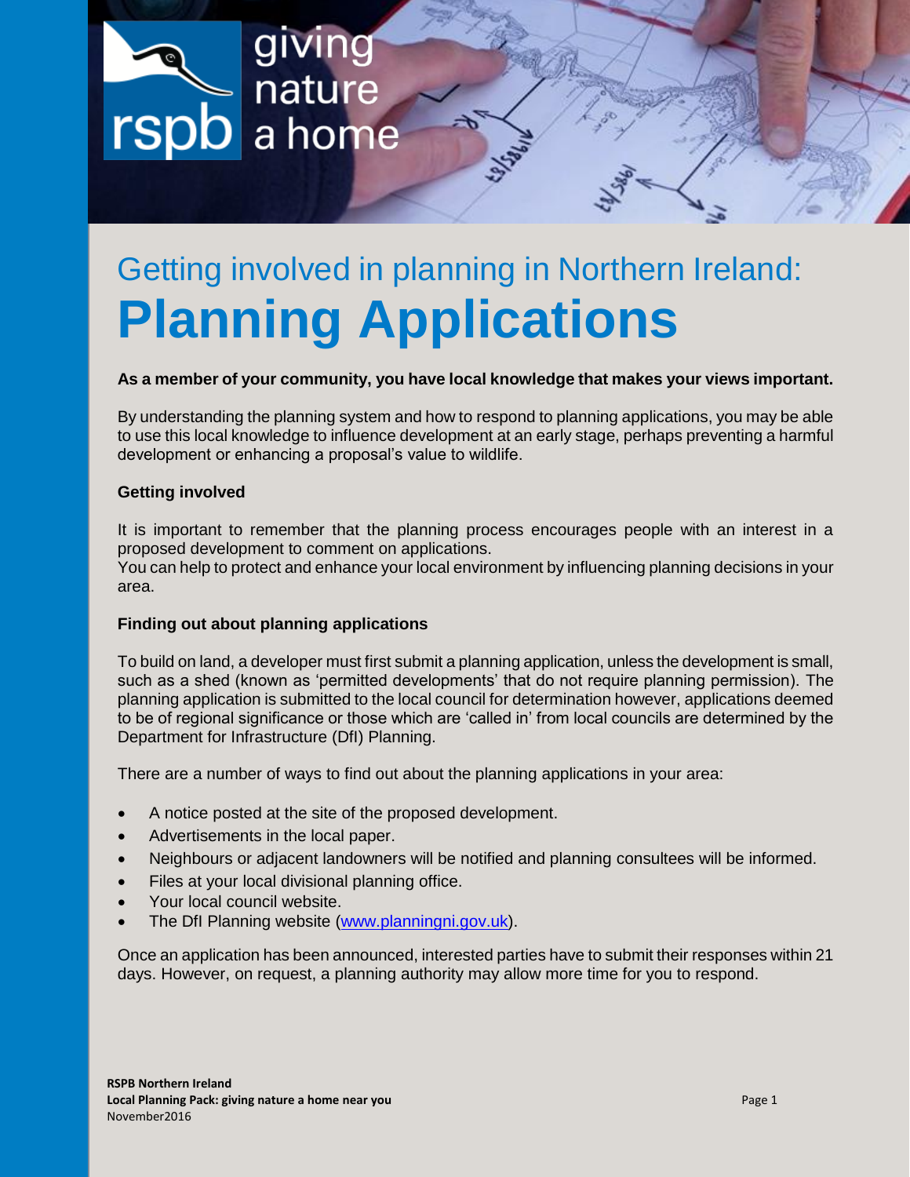# Getting involved in planning in Northern Ireland: **Planning Applications**

**As a member of your community, you have local knowledge that makes your views important.**

By understanding the planning system and how to respond to planning applications, you may be able to use this local knowledge to influence development at an early stage, perhaps preventing a harmful development or enhancing a proposal's value to wildlife.

### Getting involved

It is important to remember that the planning process encourages people with an interest in a proposed development to comment on applications.
You can help to protect and enhance your local environment by influencing planning decisions in your area.

### Finding out about planning applications

To build on land, a developer must first submit a planning application, unless the development is small, such as a shed (known as 'permitted developments' that do not require planning permission). The planning application is submitted to the local council for determination however, applications deemed to be of regional significance or those which are 'called in' from local councils are determined by the Department for Infrastructure (DfI) Planning.

There are a number of ways to find out about the planning applications in your area:

- A notice posted at the site of the proposed development.
- Advertisements in the local paper.
- Neighbours or adjacent landowners will be notified and planning consultees will be informed.
- Files at your local divisional planning office.
- Your local council website.
- The DfI Planning website (www.planningni.gov.uk).

Once an application has been announced, interested parties have to submit their responses within 21 days. However, on request, a planning authority may allow more time for you to respond.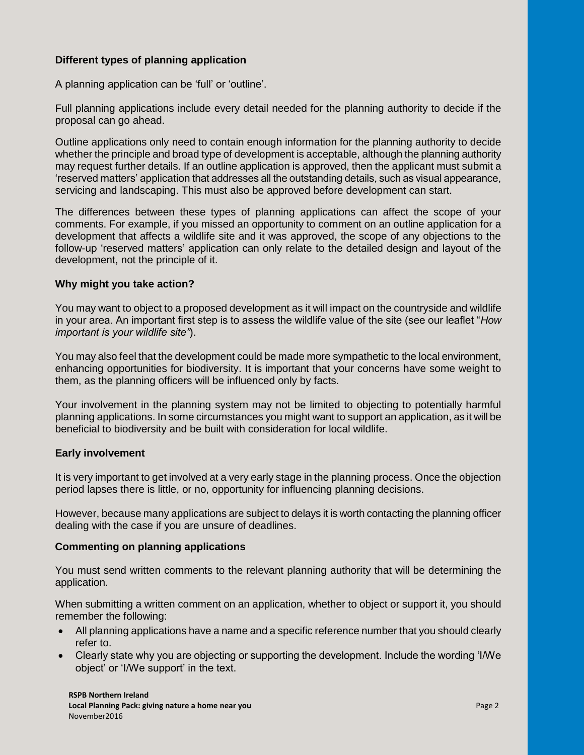## Different types of planning application

A planning application can be 'full' or 'outline'.

Full planning applications include every detail needed for the planning authority to decide if the proposal can go ahead.

Outline applications only need to contain enough information for the planning authority to decide whether the principle and broad type of development is acceptable, although the planning authority may request further details. If an outline application is approved, then the applicant must submit a 'reserved matters' application that addresses all the outstanding details, such as visual appearance, servicing and landscaping. This must also be approved before development can start.

The differences between these types of planning applications can affect the scope of your comments. For example, if you missed an opportunity to comment on an outline application for a development that affects a wildlife site and it was approved, the scope of any objections to the follow-up 'reserved matters' application can only relate to the detailed design and layout of the development, not the principle of it.

## Why might you take action?

You may want to object to a proposed development as it will impact on the countryside and wildlife in your area. An important first step is to assess the wildlife value of the site (see our leaflet "*How important is your wildlife site"*).

You may also feel that the development could be made more sympathetic to the local environment, enhancing opportunities for biodiversity. It is important that your concerns have some weight to them, as the planning officers will be influenced only by facts.

Your involvement in the planning system may not be limited to objecting to potentially harmful planning applications. In some circumstances you might want to support an application, as it will be beneficial to biodiversity and be built with consideration for local wildlife.

## Early involvement

It is very important to get involved at a very early stage in the planning process. Once the objection period lapses there is little, or no, opportunity for influencing planning decisions.

However, because many applications are subject to delays it is worth contacting the planning officer dealing with the case if you are unsure of deadlines.

## Commenting on planning applications

You must send written comments to the relevant planning authority that will be determining the application.

When submitting a written comment on an application, whether to object or support it, you should remember the following:

- All planning applications have a name and a specific reference number that you should clearly refer to.
- Clearly state why you are objecting or supporting the development. Include the wording 'I/We object' or 'I/We support' in the text.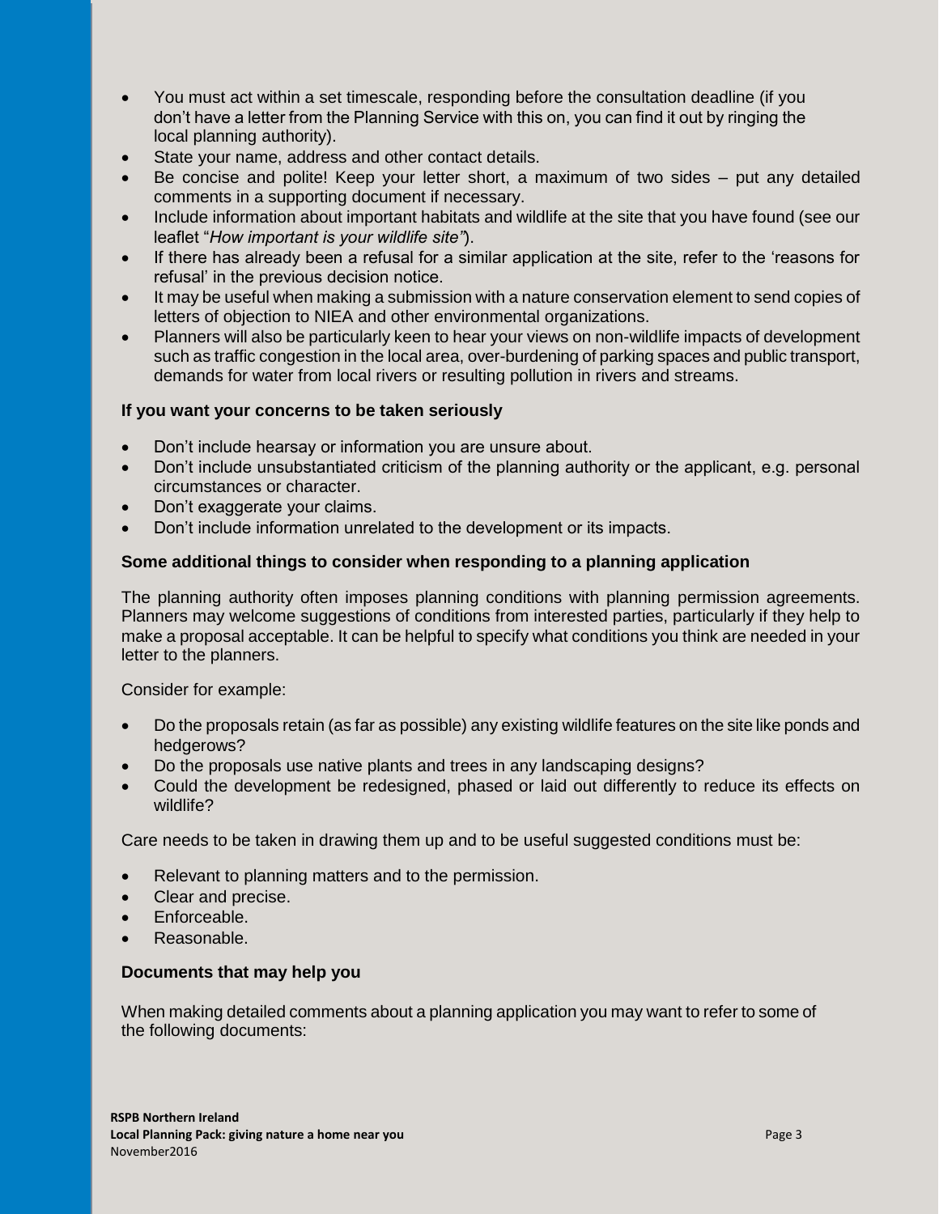- You must act within a set timescale, responding before the consultation deadline (if you don't have a letter from the Planning Service with this on, you can find it out by ringing the local planning authority).
- State your name, address and other contact details.
- Be concise and polite! Keep your letter short, a maximum of two sides – put any detailed comments in a supporting document if necessary.
- Include information about important habitats and wildlife at the site that you have found (see our leaflet "*How important is your wildlife site"*).
- If there has already been a refusal for a similar application at the site, refer to the 'reasons for refusal' in the previous decision notice.
- It may be useful when making a submission with a nature conservation element to send copies of letters of objection to NIEA and other environmental organizations.
- Planners will also be particularly keen to hear your views on non-wildlife impacts of development such as traffic congestion in the local area, over-burdening of parking spaces and public transport, demands for water from local rivers or resulting pollution in rivers and streams.

**If you want your concerns to be taken seriously**

- Don't include hearsay or information you are unsure about.
- Don't include unsubstantiated criticism of the planning authority or the applicant, e.g. personal circumstances or character.
- Don't exaggerate your claims.
- Don't include information unrelated to the development or its impacts.

**Some additional things to consider when responding to a planning application**

The planning authority often imposes planning conditions with planning permission agreements. Planners may welcome suggestions of conditions from interested parties, particularly if they help to make a proposal acceptable. It can be helpful to specify what conditions you think are needed in your letter to the planners.

Consider for example:

- Do the proposals retain (as far as possible) any existing wildlife features on the site like ponds and hedgerows?
- Do the proposals use native plants and trees in any landscaping designs?
- Could the development be redesigned, phased or laid out differently to reduce its effects on wildlife?

Care needs to be taken in drawing them up and to be useful suggested conditions must be:

- Relevant to planning matters and to the permission.
- Clear and precise.
- Enforceable.
- Reasonable.

**Documents that may help you**

When making detailed comments about a planning application you may want to refer to some of the following documents: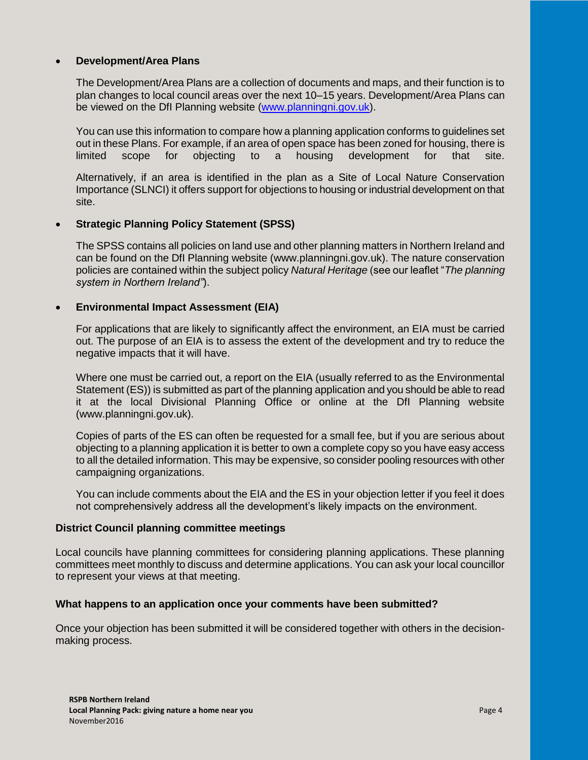- **Development/Area Plans**

  The Development/Area Plans are a collection of documents and maps, and their function is to plan changes to local council areas over the next 10–15 years. Development/Area Plans can be viewed on the DfI Planning website ([www.planningni.gov.uk](http://www.planningni.gov.uk)).

  You can use this information to compare how a planning application conforms to guidelines set out in these Plans. For example, if an area of open space has been zoned for housing, there is limited scope for objecting to a housing development for that site.

  Alternatively, if an area is identified in the plan as a Site of Local Nature Conservation Importance (SLNCI) it offers support for objections to housing or industrial development on that site.

- **Strategic Planning Policy Statement (SPSS)**

  The SPSS contains all policies on land use and other planning matters in Northern Ireland and can be found on the DfI Planning website (www.planningni.gov.uk). The nature conservation policies are contained within the subject policy *Natural Heritage* (see our leaflet "*The planning system in Northern Ireland"*).

- **Environmental Impact Assessment (EIA)**

  For applications that are likely to significantly affect the environment, an EIA must be carried out. The purpose of an EIA is to assess the extent of the development and try to reduce the negative impacts that it will have.

  Where one must be carried out, a report on the EIA (usually referred to as the Environmental Statement (ES)) is submitted as part of the planning application and you should be able to read it at the local Divisional Planning Office or online at the DfI Planning website (www.planningni.gov.uk).

  Copies of parts of the ES can often be requested for a small fee, but if you are serious about objecting to a planning application it is better to own a complete copy so you have easy access to all the detailed information. This may be expensive, so consider pooling resources with other campaigning organizations.

  You can include comments about the EIA and the ES in your objection letter if you feel it does not comprehensively address all the development's likely impacts on the environment.

**District Council planning committee meetings**

Local councils have planning committees for considering planning applications. These planning committees meet monthly to discuss and determine applications. You can ask your local councillor to represent your views at that meeting.

**What happens to an application once your comments have been submitted?**

Once your objection has been submitted it will be considered together with others in the decision-making process.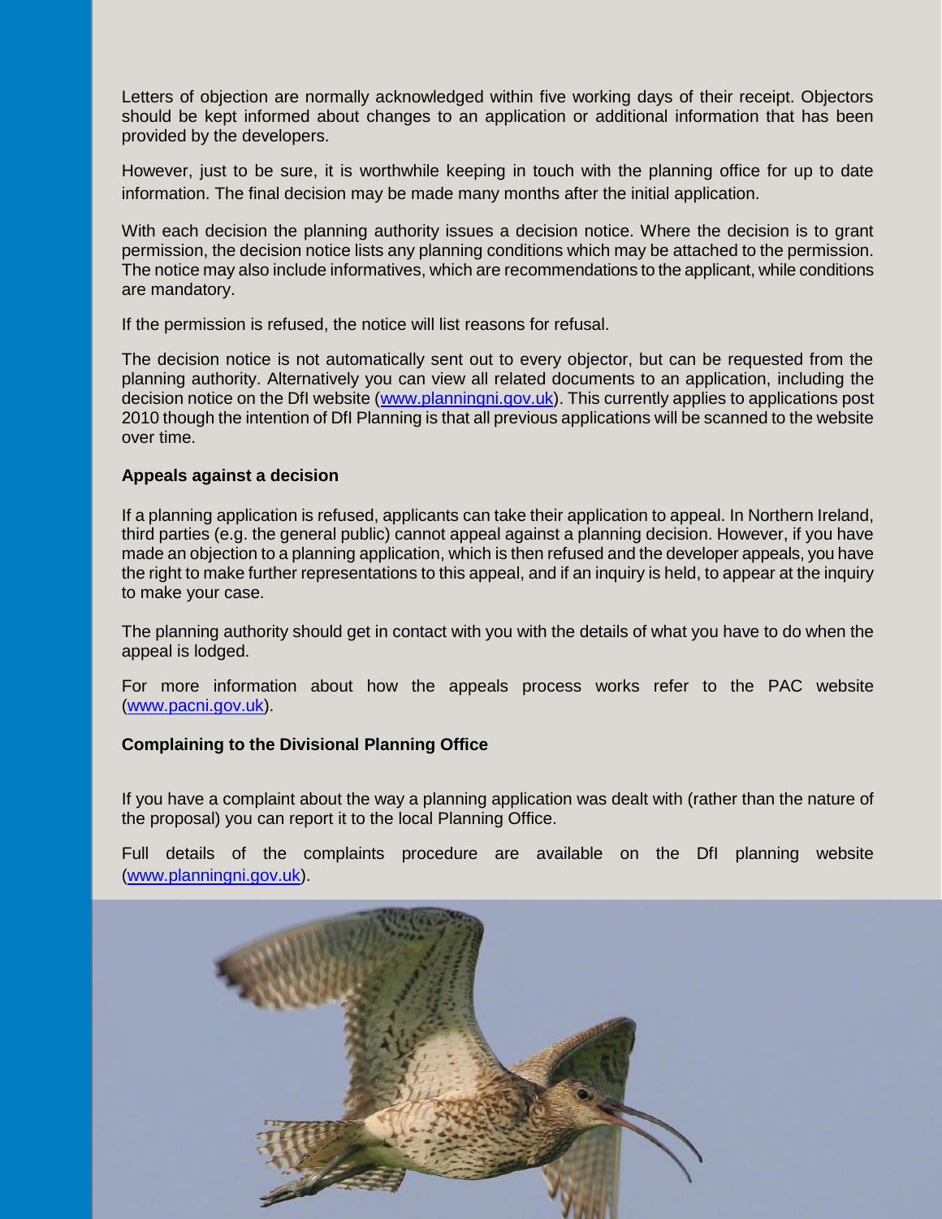Letters of objection are normally acknowledged within five working days of their receipt. Objectors should be kept informed about changes to an application or additional information that has been provided by the developers.

However, just to be sure, it is worthwhile keeping in touch with the planning office for up to date information. The final decision may be made many months after the initial application.

With each decision the planning authority issues a decision notice. Where the decision is to grant permission, the decision notice lists any planning conditions which may be attached to the permission. The notice may also include informatives, which are recommendations to the applicant, while conditions are mandatory.

If the permission is refused, the notice will list reasons for refusal.

The decision notice is not automatically sent out to every objector, but can be requested from the planning authority. Alternatively you can view all related documents to an application, including the decision notice on the DfI website (www.planningni.gov.uk). This currently applies to applications post 2010 though the intention of DfI Planning is that all previous applications will be scanned to the website over time.

**Appeals against a decision**

If a planning application is refused, applicants can take their application to appeal. In Northern Ireland, third parties (e.g. the general public) cannot appeal against a planning decision. However, if you have made an objection to a planning application, which is then refused and the developer appeals, you have the right to make further representations to this appeal, and if an inquiry is held, to appear at the inquiry to make your case.

The planning authority should get in contact with you with the details of what you have to do when the appeal is lodged.

For more information about how the appeals process works refer to the PAC website (www.pacni.gov.uk).

**Complaining to the Divisional Planning Office**

If you have a complaint about the way a planning application was dealt with (rather than the nature of the proposal) you can report it to the local Planning Office.

Full details of the complaints procedure are available on the DfI planning website (www.planningni.gov.uk).